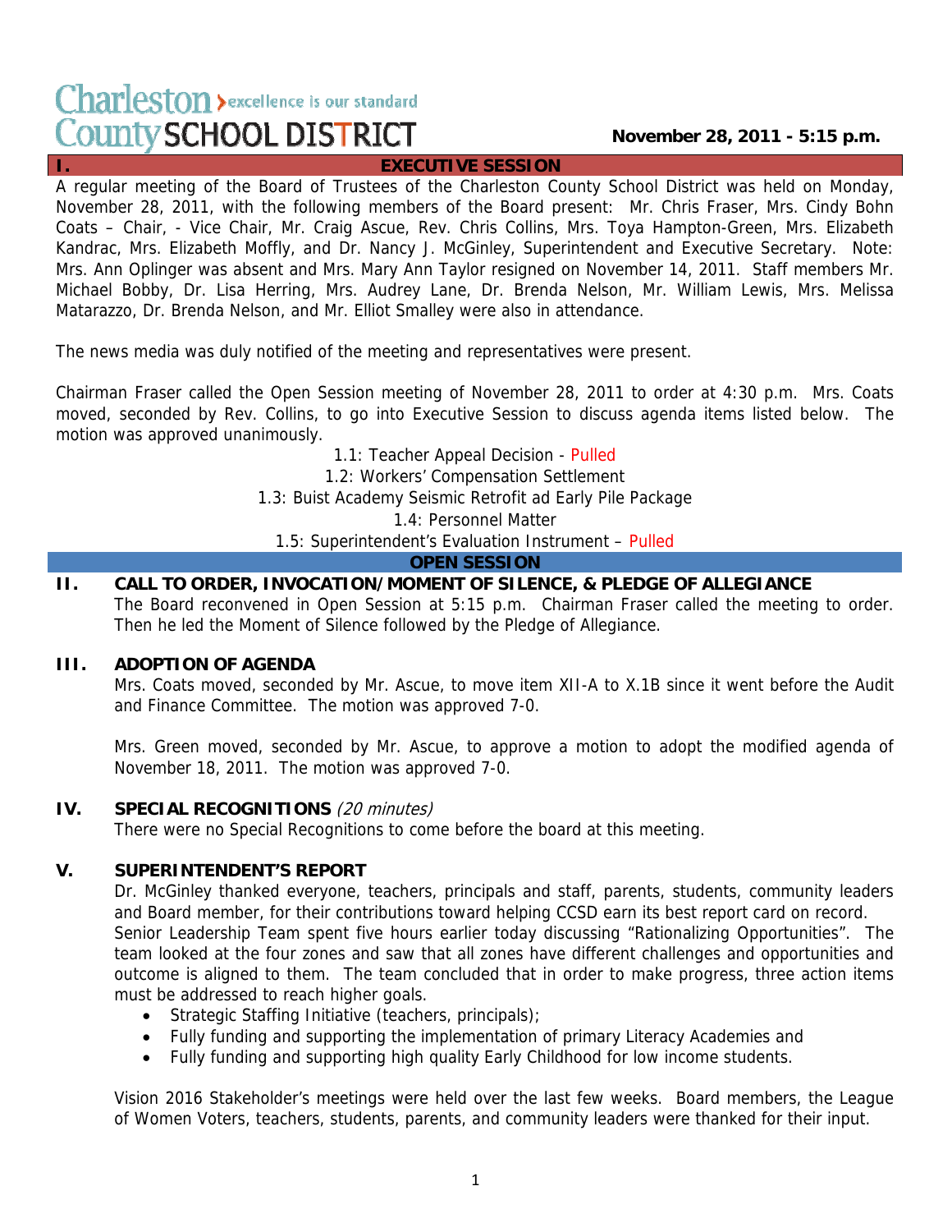# Charleston County SCHOOL DISTRICT
excellence is our standard

**November 28, 2011 - 5:15 p.m.**

## I. EXECUTIVE SESSION

A regular meeting of the Board of Trustees of the Charleston County School District was held on Monday, November 28, 2011, with the following members of the Board present: Mr. Chris Fraser, Mrs. Cindy Bohn Coats – Chair, - Vice Chair, Mr. Craig Ascue, Rev. Chris Collins, Mrs. Toya Hampton-Green, Mrs. Elizabeth Kandrac, Mrs. Elizabeth Moffly, and Dr. Nancy J. McGinley, Superintendent and Executive Secretary. Note: Mrs. Ann Oplinger was absent and Mrs. Mary Ann Taylor resigned on November 14, 2011. Staff members Mr. Michael Bobby, Dr. Lisa Herring, Mrs. Audrey Lane, Dr. Brenda Nelson, Mr. William Lewis, Mrs. Melissa Matarazzo, Dr. Brenda Nelson, and Mr. Elliot Smalley were also in attendance.

The news media was duly notified of the meeting and representatives were present.

Chairman Fraser called the Open Session meeting of November 28, 2011 to order at 4:30 p.m. Mrs. Coats moved, seconded by Rev. Collins, to go into Executive Session to discuss agenda items listed below. The motion was approved unanimously.

1.1: Teacher Appeal Decision - Pulled
1.2: Workers' Compensation Settlement
1.3: Buist Academy Seismic Retrofit ad Early Pile Package
1.4: Personnel Matter
1.5: Superintendent's Evaluation Instrument – Pulled

## OPEN SESSION

### II. CALL TO ORDER, INVOCATION/MOMENT OF SILENCE, & PLEDGE OF ALLEGIANCE

The Board reconvened in Open Session at 5:15 p.m. Chairman Fraser called the meeting to order. Then he led the Moment of Silence followed by the Pledge of Allegiance.

### III. ADOPTION OF AGENDA

Mrs. Coats moved, seconded by Mr. Ascue, to move item XII-A to X.1B since it went before the Audit and Finance Committee. The motion was approved 7-0.

Mrs. Green moved, seconded by Mr. Ascue, to approve a motion to adopt the modified agenda of November 18, 2011. The motion was approved 7-0.

### IV. SPECIAL RECOGNITIONS *(20 minutes)*

There were no Special Recognitions to come before the board at this meeting.

### V. SUPERINTENDENT'S REPORT

Dr. McGinley thanked everyone, teachers, principals and staff, parents, students, community leaders and Board member, for their contributions toward helping CCSD earn its best report card on record. Senior Leadership Team spent five hours earlier today discussing "Rationalizing Opportunities". The team looked at the four zones and saw that all zones have different challenges and opportunities and outcome is aligned to them. The team concluded that in order to make progress, three action items must be addressed to reach higher goals.

- Strategic Staffing Initiative (teachers, principals);
- Fully funding and supporting the implementation of primary Literacy Academies and
- Fully funding and supporting high quality Early Childhood for low income students.

Vision 2016 Stakeholder's meetings were held over the last few weeks. Board members, the League of Women Voters, teachers, students, parents, and community leaders were thanked for their input.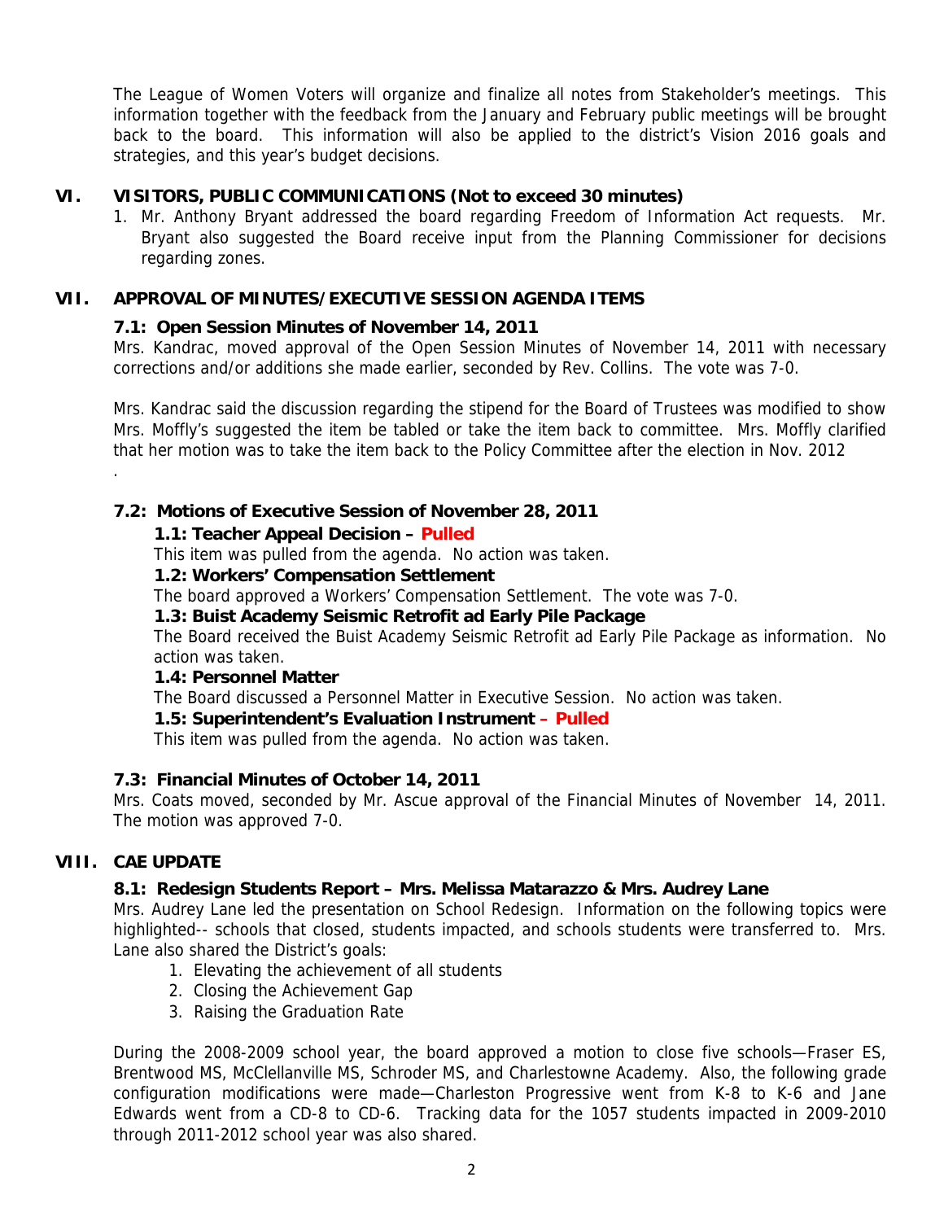The League of Women Voters will organize and finalize all notes from Stakeholder's meetings. This information together with the feedback from the January and February public meetings will be brought back to the board. This information will also be applied to the district's Vision 2016 goals and strategies, and this year's budget decisions.

## VI. VISITORS, PUBLIC COMMUNICATIONS (Not to exceed 30 minutes)

1. Mr. Anthony Bryant addressed the board regarding Freedom of Information Act requests. Mr. Bryant also suggested the Board receive input from the Planning Commissioner for decisions regarding zones.

## VII. APPROVAL OF MINUTES/EXECUTIVE SESSION AGENDA ITEMS

### 7.1: Open Session Minutes of November 14, 2011

Mrs. Kandrac, moved approval of the Open Session Minutes of November 14, 2011 with necessary corrections and/or additions she made earlier, seconded by Rev. Collins. The vote was 7-0.

Mrs. Kandrac said the discussion regarding the stipend for the Board of Trustees was modified to show Mrs. Moffly's suggested the item be tabled or take the item back to committee. Mrs. Moffly clarified that her motion was to take the item back to the Policy Committee after the election in Nov. 2012

.

### 7.2: Motions of Executive Session of November 28, 2011

**1.1: Teacher Appeal Decision – Pulled**

This item was pulled from the agenda. No action was taken.

**1.2: Workers' Compensation Settlement**

The board approved a Workers' Compensation Settlement. The vote was 7-0.

**1.3: Buist Academy Seismic Retrofit ad Early Pile Package**

The Board received the Buist Academy Seismic Retrofit ad Early Pile Package as information. No action was taken.

**1.4: Personnel Matter**

The Board discussed a Personnel Matter in Executive Session. No action was taken.

**1.5: Superintendent's Evaluation Instrument – Pulled**

This item was pulled from the agenda. No action was taken.

### 7.3: Financial Minutes of October 14, 2011

Mrs. Coats moved, seconded by Mr. Ascue approval of the Financial Minutes of November 14, 2011. The motion was approved 7-0.

## VIII. CAE UPDATE

### 8.1: Redesign Students Report – Mrs. Melissa Matarazzo & Mrs. Audrey Lane

Mrs. Audrey Lane led the presentation on School Redesign. Information on the following topics were highlighted-- schools that closed, students impacted, and schools students were transferred to. Mrs. Lane also shared the District's goals:

1. Elevating the achievement of all students
2. Closing the Achievement Gap
3. Raising the Graduation Rate

During the 2008-2009 school year, the board approved a motion to close five schools—Fraser ES, Brentwood MS, McClellanville MS, Schroder MS, and Charlestowne Academy. Also, the following grade configuration modifications were made—Charleston Progressive went from K-8 to K-6 and Jane Edwards went from a CD-8 to CD-6. Tracking data for the 1057 students impacted in 2009-2010 through 2011-2012 school year was also shared.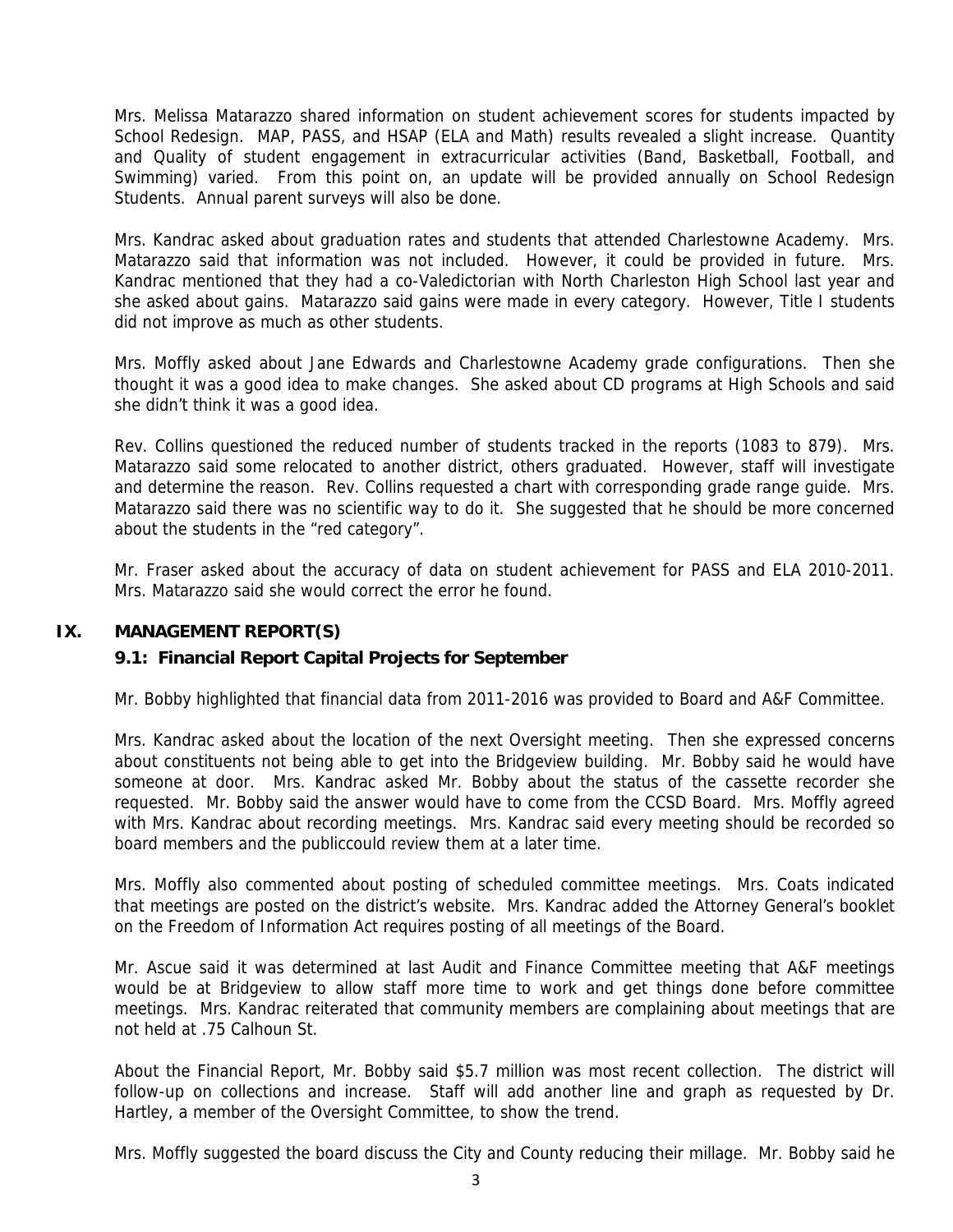Mrs. Melissa Matarazzo shared information on student achievement scores for students impacted by School Redesign. MAP, PASS, and HSAP (ELA and Math) results revealed a slight increase. Quantity and Quality of student engagement in extracurricular activities (Band, Basketball, Football, and Swimming) varied. From this point on, an update will be provided annually on School Redesign Students. Annual parent surveys will also be done.

Mrs. Kandrac asked about graduation rates and students that attended Charlestowne Academy. Mrs. Matarazzo said that information was not included. However, it could be provided in future. Mrs. Kandrac mentioned that they had a co-Valedictorian with North Charleston High School last year and she asked about gains. Matarazzo said gains were made in every category. However, Title I students did not improve as much as other students.

Mrs. Moffly asked about Jane Edwards and Charlestowne Academy grade configurations. Then she thought it was a good idea to make changes. She asked about CD programs at High Schools and said she didn't think it was a good idea.

Rev. Collins questioned the reduced number of students tracked in the reports (1083 to 879). Mrs. Matarazzo said some relocated to another district, others graduated. However, staff will investigate and determine the reason. Rev. Collins requested a chart with corresponding grade range guide. Mrs. Matarazzo said there was no scientific way to do it. She suggested that he should be more concerned about the students in the "red category".

Mr. Fraser asked about the accuracy of data on student achievement for PASS and ELA 2010-2011. Mrs. Matarazzo said she would correct the error he found.

## IX. MANAGEMENT REPORT(S)

### 9.1: Financial Report Capital Projects for September

Mr. Bobby highlighted that financial data from 2011-2016 was provided to Board and A&F Committee.

Mrs. Kandrac asked about the location of the next Oversight meeting. Then she expressed concerns about constituents not being able to get into the Bridgeview building. Mr. Bobby said he would have someone at door. Mrs. Kandrac asked Mr. Bobby about the status of the cassette recorder she requested. Mr. Bobby said the answer would have to come from the CCSD Board. Mrs. Moffly agreed with Mrs. Kandrac about recording meetings. Mrs. Kandrac said every meeting should be recorded so board members and the publiccould review them at a later time.

Mrs. Moffly also commented about posting of scheduled committee meetings. Mrs. Coats indicated that meetings are posted on the district's website. Mrs. Kandrac added the Attorney General's booklet on the Freedom of Information Act requires posting of all meetings of the Board.

Mr. Ascue said it was determined at last Audit and Finance Committee meeting that A&F meetings would be at Bridgeview to allow staff more time to work and get things done before committee meetings. Mrs. Kandrac reiterated that community members are complaining about meetings that are not held at .75 Calhoun St.

About the Financial Report, Mr. Bobby said $5.7 million was most recent collection. The district will follow-up on collections and increase. Staff will add another line and graph as requested by Dr. Hartley, a member of the Oversight Committee, to show the trend.

Mrs. Moffly suggested the board discuss the City and County reducing their millage. Mr. Bobby said he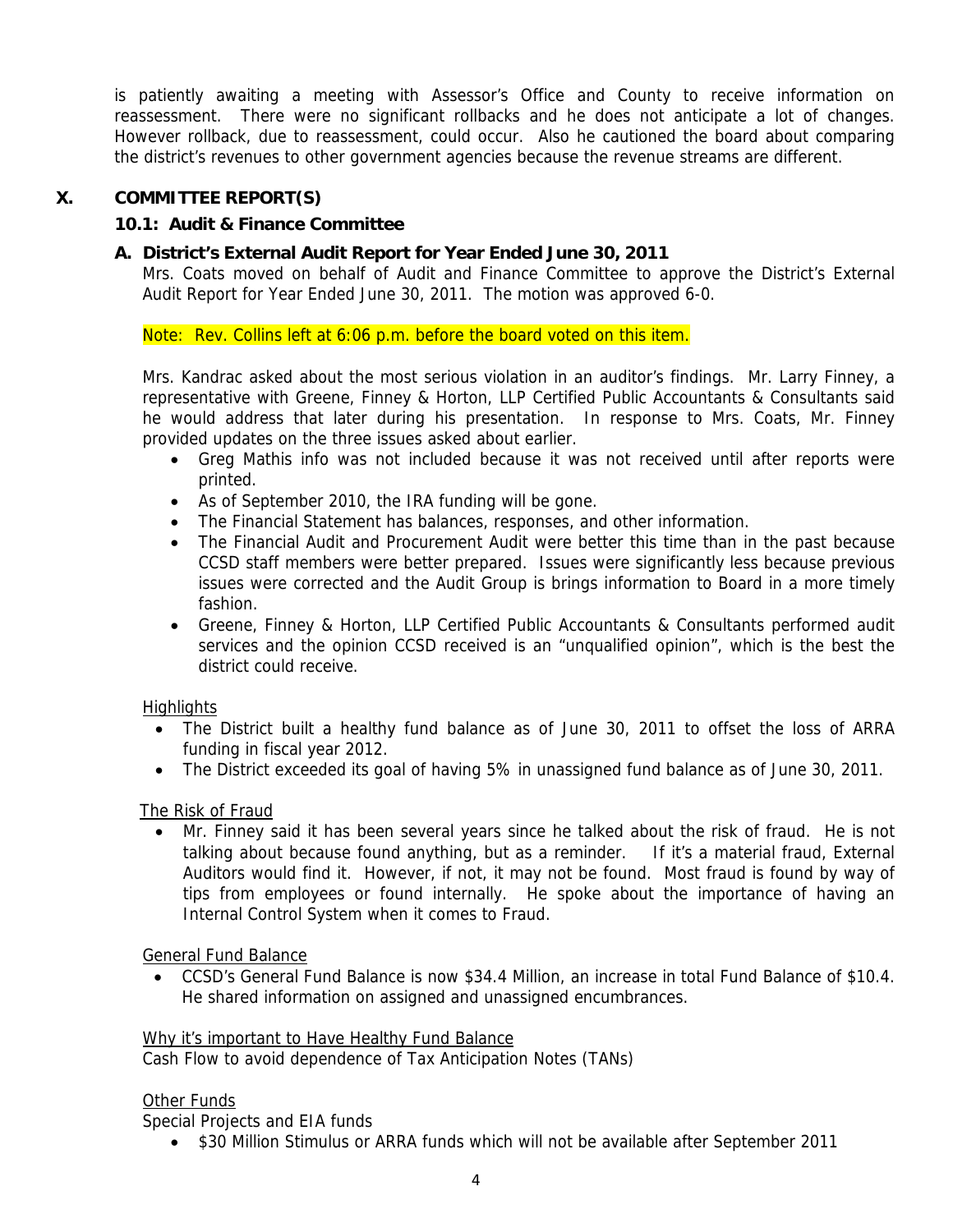is patiently awaiting a meeting with Assessor's Office and County to receive information on reassessment. There were no significant rollbacks and he does not anticipate a lot of changes. However rollback, due to reassessment, could occur. Also he cautioned the board about comparing the district's revenues to other government agencies because the revenue streams are different.

## X. COMMITTEE REPORT(S)

### 10.1: Audit & Finance Committee

#### A. District's External Audit Report for Year Ended June 30, 2011

Mrs. Coats moved on behalf of Audit and Finance Committee to approve the District's External Audit Report for Year Ended June 30, 2011. The motion was approved 6-0.

Note: Rev. Collins left at 6:06 p.m. before the board voted on this item.

Mrs. Kandrac asked about the most serious violation in an auditor's findings. Mr. Larry Finney, a representative with Greene, Finney & Horton, LLP Certified Public Accountants & Consultants said he would address that later during his presentation. In response to Mrs. Coats, Mr. Finney provided updates on the three issues asked about earlier.

- Greg Mathis info was not included because it was not received until after reports were printed.
- As of September 2010, the IRA funding will be gone.
- The Financial Statement has balances, responses, and other information.
- The Financial Audit and Procurement Audit were better this time than in the past because CCSD staff members were better prepared. Issues were significantly less because previous issues were corrected and the Audit Group is brings information to Board in a more timely fashion.
- Greene, Finney & Horton, LLP Certified Public Accountants & Consultants performed audit services and the opinion CCSD received is an "unqualified opinion", which is the best the district could receive.

Highlights

- The District built a healthy fund balance as of June 30, 2011 to offset the loss of ARRA funding in fiscal year 2012.
- The District exceeded its goal of having 5% in unassigned fund balance as of June 30, 2011.

The Risk of Fraud

- Mr. Finney said it has been several years since he talked about the risk of fraud. He is not talking about because found anything, but as a reminder. If it's a material fraud, External Auditors would find it. However, if not, it may not be found. Most fraud is found by way of tips from employees or found internally. He spoke about the importance of having an Internal Control System when it comes to Fraud.

General Fund Balance

- CCSD's General Fund Balance is now $34.4 Million, an increase in total Fund Balance of $10.4. He shared information on assigned and unassigned encumbrances.

Why it's important to Have Healthy Fund Balance

Cash Flow to avoid dependence of Tax Anticipation Notes (TANs)

Other Funds

Special Projects and EIA funds

- $30 Million Stimulus or ARRA funds which will not be available after September 2011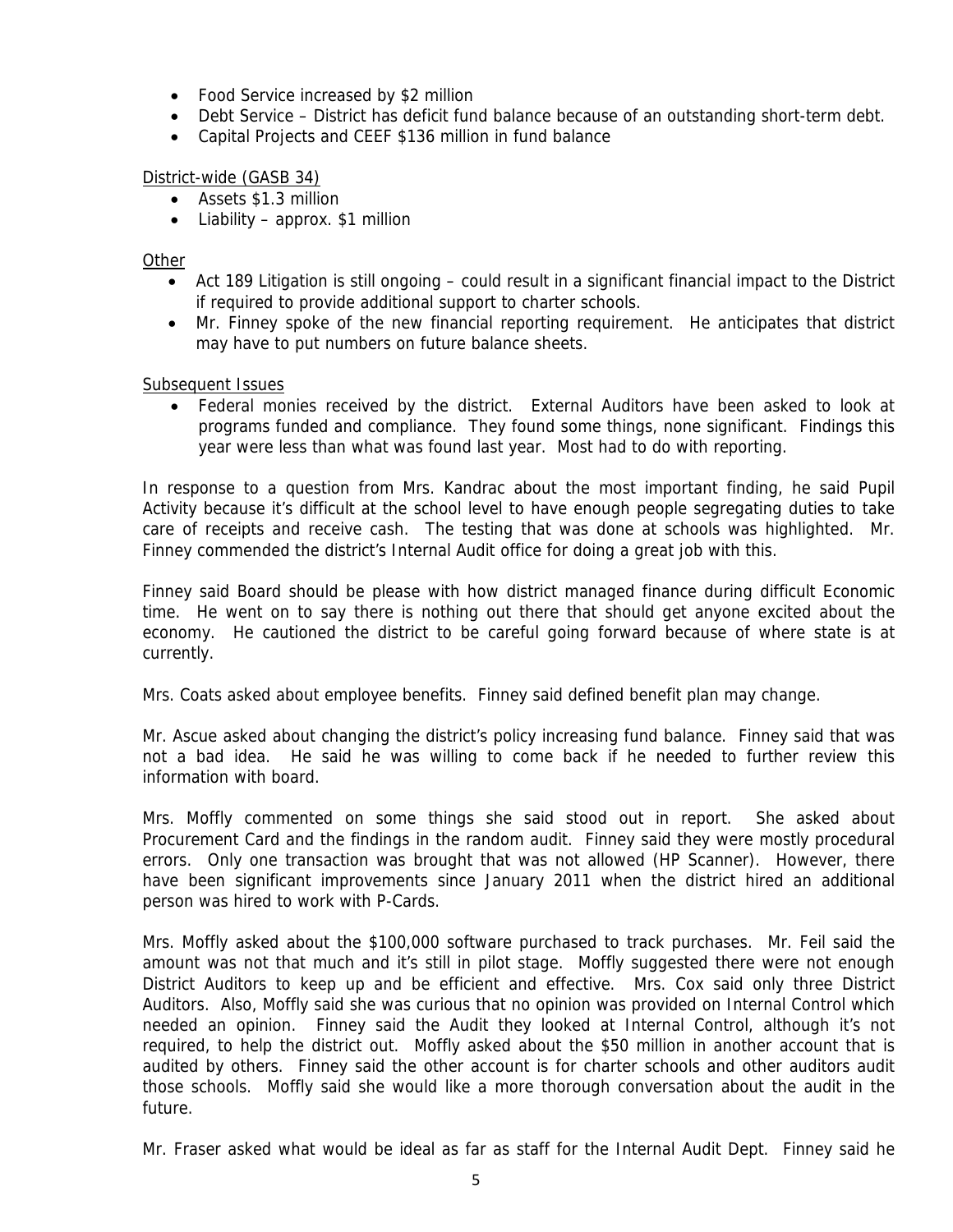- Food Service increased by $2 million
- Debt Service – District has deficit fund balance because of an outstanding short-term debt.
- Capital Projects and CEEF $136 million in fund balance

District-wide (GASB 34)

- Assets $1.3 million
- Liability – approx. $1 million

Other

- Act 189 Litigation is still ongoing – could result in a significant financial impact to the District if required to provide additional support to charter schools.
- Mr. Finney spoke of the new financial reporting requirement. He anticipates that district may have to put numbers on future balance sheets.

Subsequent Issues

- Federal monies received by the district. External Auditors have been asked to look at programs funded and compliance. They found some things, none significant. Findings this year were less than what was found last year. Most had to do with reporting.

In response to a question from Mrs. Kandrac about the most important finding, he said Pupil Activity because it's difficult at the school level to have enough people segregating duties to take care of receipts and receive cash. The testing that was done at schools was highlighted. Mr. Finney commended the district's Internal Audit office for doing a great job with this.

Finney said Board should be please with how district managed finance during difficult Economic time. He went on to say there is nothing out there that should get anyone excited about the economy. He cautioned the district to be careful going forward because of where state is at currently.

Mrs. Coats asked about employee benefits. Finney said defined benefit plan may change.

Mr. Ascue asked about changing the district's policy increasing fund balance. Finney said that was not a bad idea. He said he was willing to come back if he needed to further review this information with board.

Mrs. Moffly commented on some things she said stood out in report. She asked about Procurement Card and the findings in the random audit. Finney said they were mostly procedural errors. Only one transaction was brought that was not allowed (HP Scanner). However, there have been significant improvements since January 2011 when the district hired an additional person was hired to work with P-Cards.

Mrs. Moffly asked about the $100,000 software purchased to track purchases. Mr. Feil said the amount was not that much and it's still in pilot stage. Moffly suggested there were not enough District Auditors to keep up and be efficient and effective. Mrs. Cox said only three District Auditors. Also, Moffly said she was curious that no opinion was provided on Internal Control which needed an opinion. Finney said the Audit they looked at Internal Control, although it's not required, to help the district out. Moffly asked about the $50 million in another account that is audited by others. Finney said the other account is for charter schools and other auditors audit those schools. Moffly said she would like a more thorough conversation about the audit in the future.

Mr. Fraser asked what would be ideal as far as staff for the Internal Audit Dept. Finney said he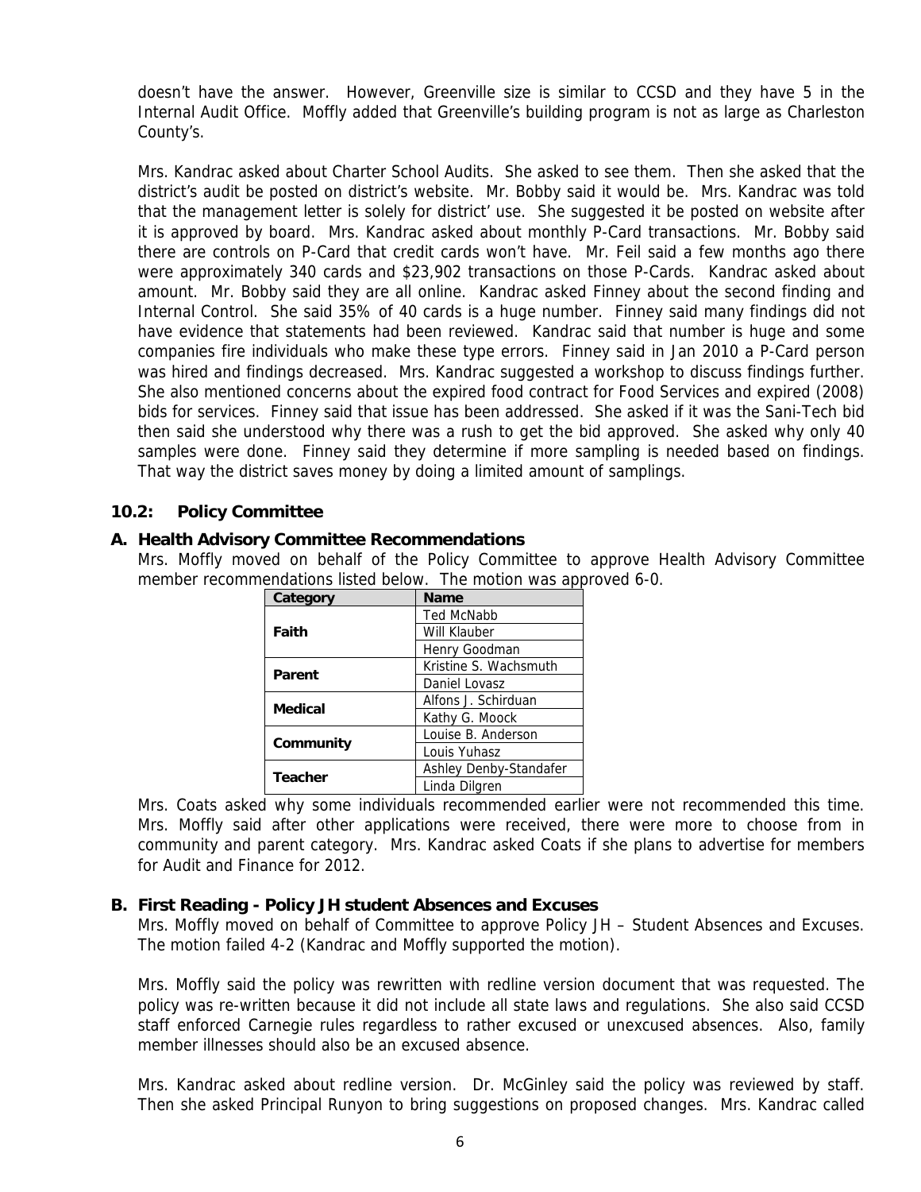doesn't have the answer. However, Greenville size is similar to CCSD and they have 5 in the Internal Audit Office. Moffly added that Greenville's building program is not as large as Charleston County's.

Mrs. Kandrac asked about Charter School Audits. She asked to see them. Then she asked that the district's audit be posted on district's website. Mr. Bobby said it would be. Mrs. Kandrac was told that the management letter is solely for district' use. She suggested it be posted on website after it is approved by board. Mrs. Kandrac asked about monthly P-Card transactions. Mr. Bobby said there are controls on P-Card that credit cards won't have. Mr. Feil said a few months ago there were approximately 340 cards and $23,902 transactions on those P-Cards. Kandrac asked about amount. Mr. Bobby said they are all online. Kandrac asked Finney about the second finding and Internal Control. She said 35% of 40 cards is a huge number. Finney said many findings did not have evidence that statements had been reviewed. Kandrac said that number is huge and some companies fire individuals who make these type errors. Finney said in Jan 2010 a P-Card person was hired and findings decreased. Mrs. Kandrac suggested a workshop to discuss findings further. She also mentioned concerns about the expired food contract for Food Services and expired (2008) bids for services. Finney said that issue has been addressed. She asked if it was the Sani-Tech bid then said she understood why there was a rush to get the bid approved. She asked why only 40 samples were done. Finney said they determine if more sampling is needed based on findings. That way the district saves money by doing a limited amount of samplings.

## 10.2: Policy Committee

### A. Health Advisory Committee Recommendations

Mrs. Moffly moved on behalf of the Policy Committee to approve Health Advisory Committee member recommendations listed below. The motion was approved 6-0.

| Category | Name |
|---|---|
| Faith | Ted McNabb |
| | Will Klauber |
| | Henry Goodman |
| Parent | Kristine S. Wachsmuth |
| | Daniel Lovasz |
| Medical | Alfons J. Schirduan |
| | Kathy G. Moock |
| Community | Louise B. Anderson |
| | Louis Yuhasz |
| Teacher | Ashley Denby-Standafer |
| | Linda Dilgren |

Mrs. Coats asked why some individuals recommended earlier were not recommended this time. Mrs. Moffly said after other applications were received, there were more to choose from in community and parent category. Mrs. Kandrac asked Coats if she plans to advertise for members for Audit and Finance for 2012.

### B. First Reading - Policy JH student Absences and Excuses

Mrs. Moffly moved on behalf of Committee to approve Policy JH – Student Absences and Excuses. The motion failed 4-2 (Kandrac and Moffly supported the motion).

Mrs. Moffly said the policy was rewritten with redline version document that was requested. The policy was re-written because it did not include all state laws and regulations. She also said CCSD staff enforced Carnegie rules regardless to rather excused or unexcused absences. Also, family member illnesses should also be an excused absence.

Mrs. Kandrac asked about redline version. Dr. McGinley said the policy was reviewed by staff. Then she asked Principal Runyon to bring suggestions on proposed changes. Mrs. Kandrac called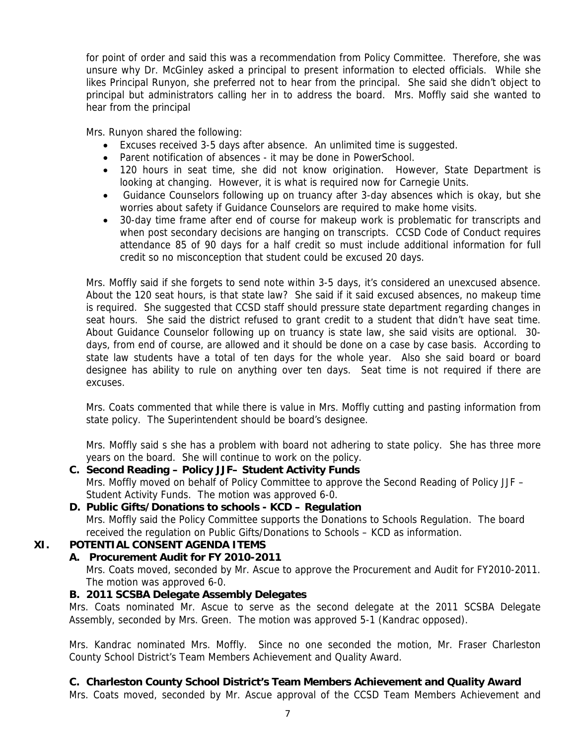for point of order and said this was a recommendation from Policy Committee. Therefore, she was unsure why Dr. McGinley asked a principal to present information to elected officials. While she likes Principal Runyon, she preferred not to hear from the principal. She said she didn't object to principal but administrators calling her in to address the board. Mrs. Moffly said she wanted to hear from the principal

Mrs. Runyon shared the following:

- Excuses received 3-5 days after absence. An unlimited time is suggested.
- Parent notification of absences - it may be done in PowerSchool.
- 120 hours in seat time, she did not know origination. However, State Department is looking at changing. However, it is what is required now for Carnegie Units.
- Guidance Counselors following up on truancy after 3-day absences which is okay, but she worries about safety if Guidance Counselors are required to make home visits.
- 30-day time frame after end of course for makeup work is problematic for transcripts and when post secondary decisions are hanging on transcripts. CCSD Code of Conduct requires attendance 85 of 90 days for a half credit so must include additional information for full credit so no misconception that student could be excused 20 days.

Mrs. Moffly said if she forgets to send note within 3-5 days, it's considered an unexcused absence. About the 120 seat hours, is that state law? She said if it said excused absences, no makeup time is required. She suggested that CCSD staff should pressure state department regarding changes in seat hours. She said the district refused to grant credit to a student that didn't have seat time. About Guidance Counselor following up on truancy is state law, she said visits are optional. 30-days, from end of course, are allowed and it should be done on a case by case basis. According to state law students have a total of ten days for the whole year. Also she said board or board designee has ability to rule on anything over ten days. Seat time is not required if there are excuses.

Mrs. Coats commented that while there is value in Mrs. Moffly cutting and pasting information from state policy. The Superintendent should be board's designee.

Mrs. Moffly said s she has a problem with board not adhering to state policy. She has three more years on the board. She will continue to work on the policy.

**C. Second Reading – Policy JJF– Student Activity Funds**

Mrs. Moffly moved on behalf of Policy Committee to approve the Second Reading of Policy JJF – Student Activity Funds. The motion was approved 6-0.

**D. Public Gifts/Donations to schools - KCD – Regulation**

Mrs. Moffly said the Policy Committee supports the Donations to Schools Regulation. The board received the regulation on Public Gifts/Donations to Schools – KCD as information.

## XI. POTENTIAL CONSENT AGENDA ITEMS

**A. Procurement Audit for FY 2010-2011**

Mrs. Coats moved, seconded by Mr. Ascue to approve the Procurement and Audit for FY2010-2011. The motion was approved 6-0.

**B. 2011 SCSBA Delegate Assembly Delegates**

Mrs. Coats nominated Mr. Ascue to serve as the second delegate at the 2011 SCSBA Delegate Assembly, seconded by Mrs. Green. The motion was approved 5-1 (Kandrac opposed).

Mrs. Kandrac nominated Mrs. Moffly. Since no one seconded the motion, Mr. Fraser Charleston County School District's Team Members Achievement and Quality Award.

**C. Charleston County School District's Team Members Achievement and Quality Award**

Mrs. Coats moved, seconded by Mr. Ascue approval of the CCSD Team Members Achievement and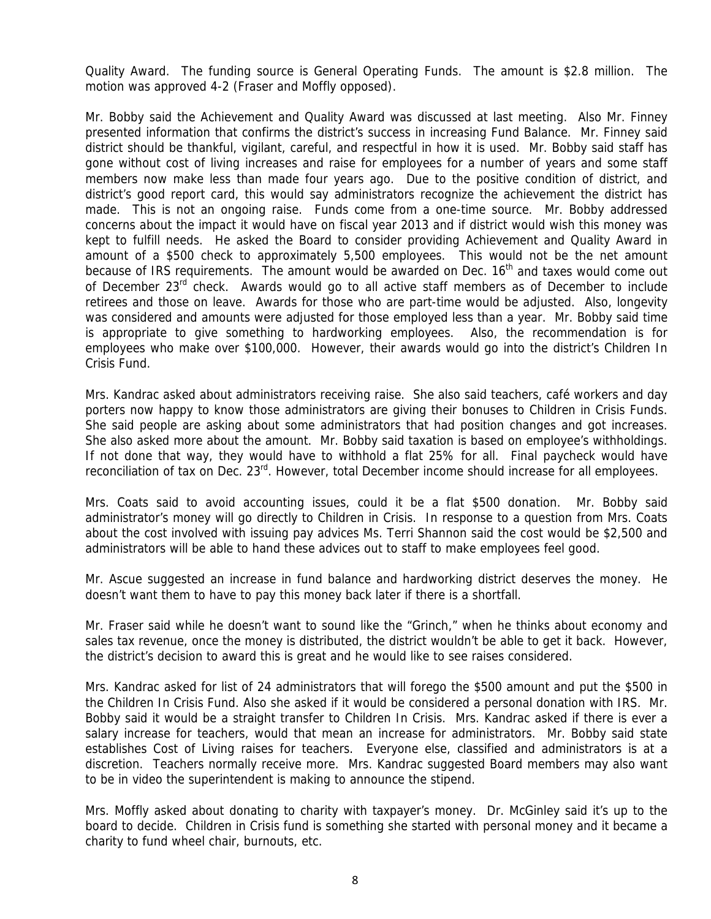Quality Award. The funding source is General Operating Funds. The amount is $2.8 million. The motion was approved 4-2 (Fraser and Moffly opposed).

Mr. Bobby said the Achievement and Quality Award was discussed at last meeting. Also Mr. Finney presented information that confirms the district's success in increasing Fund Balance. Mr. Finney said district should be thankful, vigilant, careful, and respectful in how it is used. Mr. Bobby said staff has gone without cost of living increases and raise for employees for a number of years and some staff members now make less than made four years ago. Due to the positive condition of district, and district's good report card, this would say administrators recognize the achievement the district has made. This is not an ongoing raise. Funds come from a one-time source. Mr. Bobby addressed concerns about the impact it would have on fiscal year 2013 and if district would wish this money was kept to fulfill needs. He asked the Board to consider providing Achievement and Quality Award in amount of a $500 check to approximately 5,500 employees. This would not be the net amount because of IRS requirements. The amount would be awarded on Dec. 16th and taxes would come out of December 23rd check. Awards would go to all active staff members as of December to include retirees and those on leave. Awards for those who are part-time would be adjusted. Also, longevity was considered and amounts were adjusted for those employed less than a year. Mr. Bobby said time is appropriate to give something to hardworking employees. Also, the recommendation is for employees who make over $100,000. However, their awards would go into the district's Children In Crisis Fund.

Mrs. Kandrac asked about administrators receiving raise. She also said teachers, café workers and day porters now happy to know those administrators are giving their bonuses to Children in Crisis Funds. She said people are asking about some administrators that had position changes and got increases. She also asked more about the amount. Mr. Bobby said taxation is based on employee's withholdings. If not done that way, they would have to withhold a flat 25% for all. Final paycheck would have reconciliation of tax on Dec. 23rd. However, total December income should increase for all employees.

Mrs. Coats said to avoid accounting issues, could it be a flat $500 donation. Mr. Bobby said administrator's money will go directly to Children in Crisis. In response to a question from Mrs. Coats about the cost involved with issuing pay advices Ms. Terri Shannon said the cost would be $2,500 and administrators will be able to hand these advices out to staff to make employees feel good.

Mr. Ascue suggested an increase in fund balance and hardworking district deserves the money. He doesn't want them to have to pay this money back later if there is a shortfall.

Mr. Fraser said while he doesn't want to sound like the "Grinch," when he thinks about economy and sales tax revenue, once the money is distributed, the district wouldn't be able to get it back. However, the district's decision to award this is great and he would like to see raises considered.

Mrs. Kandrac asked for list of 24 administrators that will forego the $500 amount and put the $500 in the Children In Crisis Fund. Also she asked if it would be considered a personal donation with IRS. Mr. Bobby said it would be a straight transfer to Children In Crisis. Mrs. Kandrac asked if there is ever a salary increase for teachers, would that mean an increase for administrators. Mr. Bobby said state establishes Cost of Living raises for teachers. Everyone else, classified and administrators is at a discretion. Teachers normally receive more. Mrs. Kandrac suggested Board members may also want to be in video the superintendent is making to announce the stipend.

Mrs. Moffly asked about donating to charity with taxpayer's money. Dr. McGinley said it's up to the board to decide. Children in Crisis fund is something she started with personal money and it became a charity to fund wheel chair, burnouts, etc.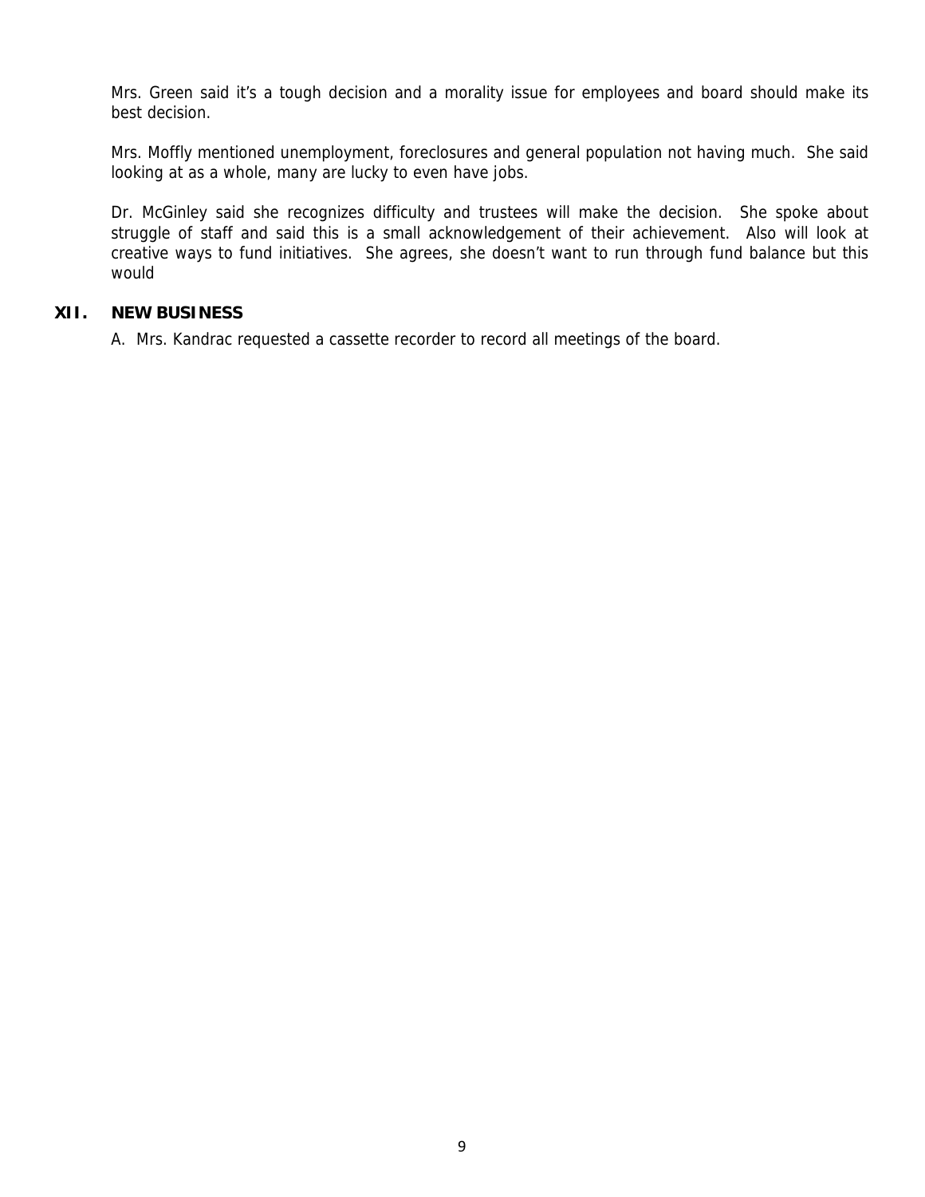Mrs. Green said it's a tough decision and a morality issue for employees and board should make its best decision.

Mrs. Moffly mentioned unemployment, foreclosures and general population not having much. She said looking at as a whole, many are lucky to even have jobs.

Dr. McGinley said she recognizes difficulty and trustees will make the decision. She spoke about struggle of staff and said this is a small acknowledgement of their achievement. Also will look at creative ways to fund initiatives. She agrees, she doesn't want to run through fund balance but this would

## XII. NEW BUSINESS

A. Mrs. Kandrac requested a cassette recorder to record all meetings of the board.